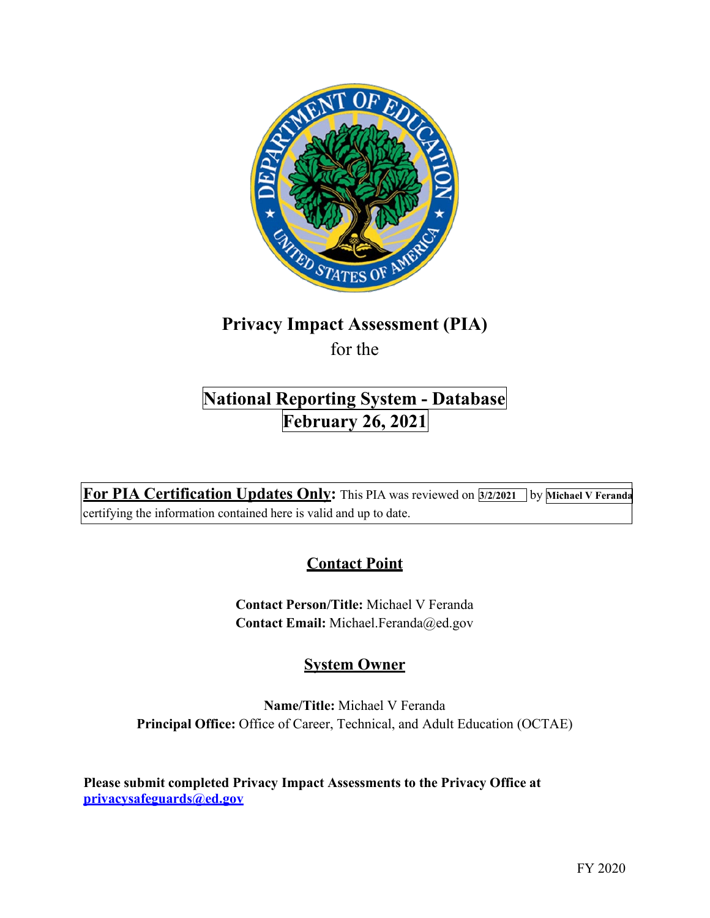# Privacy Impact Assessment (PIA)

for the

## National Reporting System - Database
## February 26, 2021

**For PIA Certification Updates Only:** This PIA was reviewed on **3/2/2021** by **Michael V Feranda** certifying the information contained here is valid and up to date.

## Contact Point

**Contact Person/Title:** Michael V Feranda
**Contact Email:** Michael.Feranda@ed.gov

## System Owner

**Name/Title:** Michael V Feranda
**Principal Office:** Office of Career, Technical, and Adult Education (OCTAE)

**Please submit completed Privacy Impact Assessments to the Privacy Office at privacysafeguards@ed.gov**

FY 2020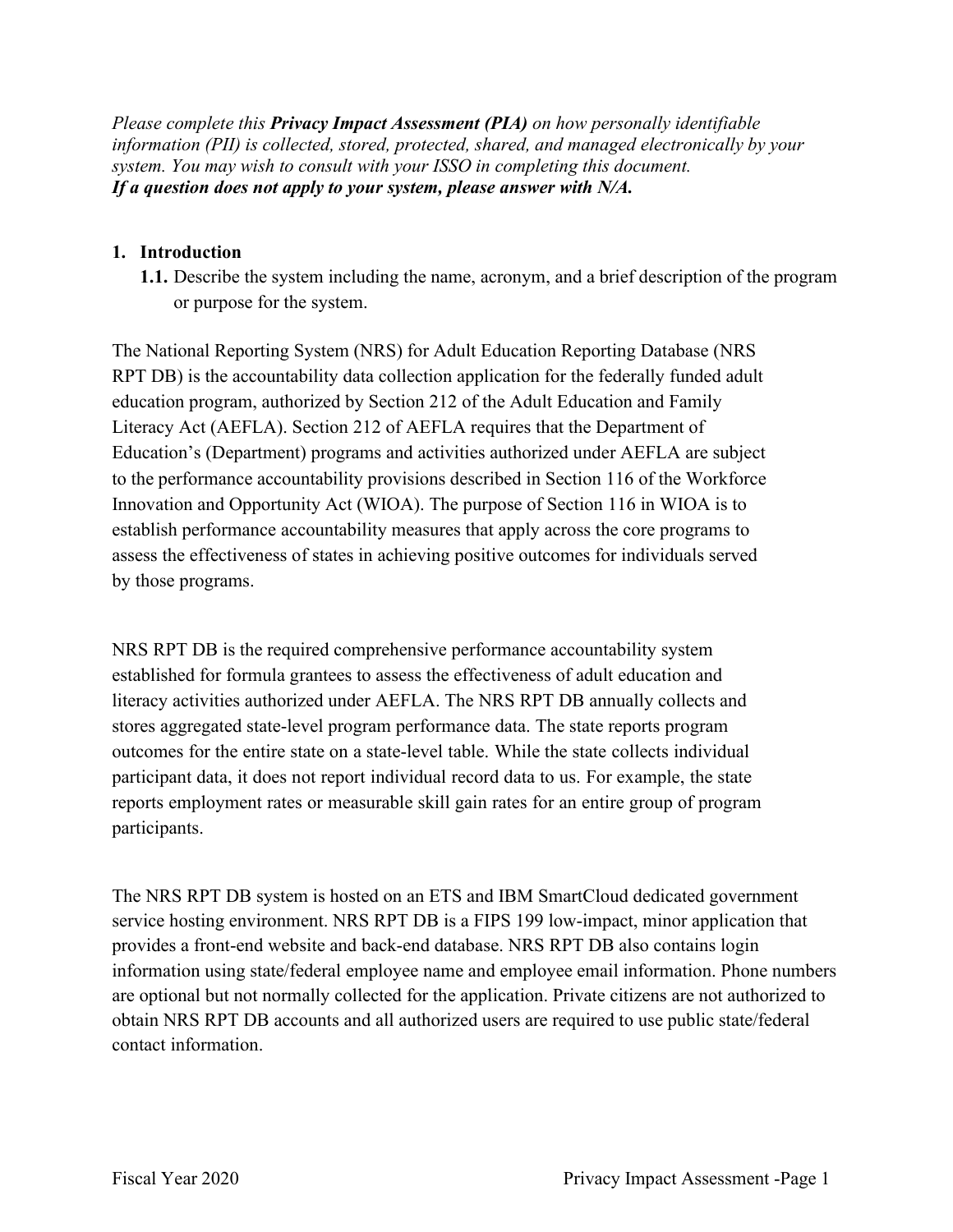*Please complete this **Privacy Impact Assessment (PIA)** on how personally identifiable information (PII) is collected, stored, protected, shared, and managed electronically by your system. You may wish to consult with your ISSO in completing this document.*
***If a question does not apply to your system, please answer with N/A.***

**1. Introduction**

**1.1.** Describe the system including the name, acronym, and a brief description of the program or purpose for the system.

The National Reporting System (NRS) for Adult Education Reporting Database (NRS RPT DB) is the accountability data collection application for the federally funded adult education program, authorized by Section 212 of the Adult Education and Family Literacy Act (AEFLA). Section 212 of AEFLA requires that the Department of Education's (Department) programs and activities authorized under AEFLA are subject to the performance accountability provisions described in Section 116 of the Workforce Innovation and Opportunity Act (WIOA). The purpose of Section 116 in WIOA is to establish performance accountability measures that apply across the core programs to assess the effectiveness of states in achieving positive outcomes for individuals served by those programs.

NRS RPT DB is the required comprehensive performance accountability system established for formula grantees to assess the effectiveness of adult education and literacy activities authorized under AEFLA. The NRS RPT DB annually collects and stores aggregated state-level program performance data. The state reports program outcomes for the entire state on a state-level table. While the state collects individual participant data, it does not report individual record data to us. For example, the state reports employment rates or measurable skill gain rates for an entire group of program participants.

The NRS RPT DB system is hosted on an ETS and IBM SmartCloud dedicated government service hosting environment. NRS RPT DB is a FIPS 199 low-impact, minor application that provides a front-end website and back-end database. NRS RPT DB also contains login information using state/federal employee name and employee email information. Phone numbers are optional but not normally collected for the application. Private citizens are not authorized to obtain NRS RPT DB accounts and all authorized users are required to use public state/federal contact information.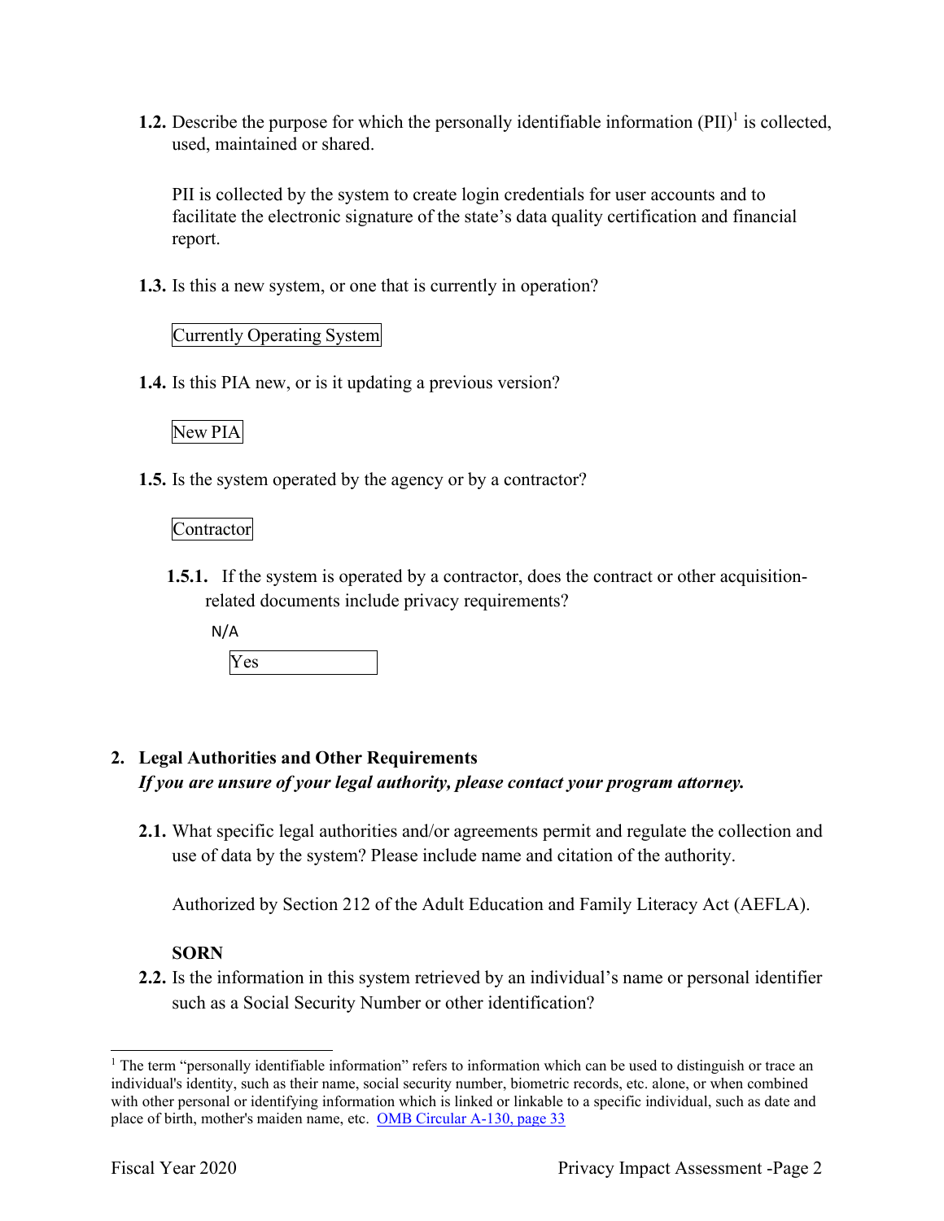**1.2.** Describe the purpose for which the personally identifiable information (PII)[1] is collected, used, maintained or shared.

PII is collected by the system to create login credentials for user accounts and to facilitate the electronic signature of the state's data quality certification and financial report.

**1.3.** Is this a new system, or one that is currently in operation?

Currently Operating System

**1.4.** Is this PIA new, or is it updating a previous version?

New PIA

**1.5.** Is the system operated by the agency or by a contractor?

Contractor

**1.5.1.** If the system is operated by a contractor, does the contract or other acquisition-related documents include privacy requirements?

N/A

Yes

## 2. Legal Authorities and Other Requirements

***If you are unsure of your legal authority, please contact your program attorney.***

**2.1.** What specific legal authorities and/or agreements permit and regulate the collection and use of data by the system? Please include name and citation of the authority.

Authorized by Section 212 of the Adult Education and Family Literacy Act (AEFLA).

**SORN**

**2.2.** Is the information in this system retrieved by an individual's name or personal identifier such as a Social Security Number or other identification?

[1] The term "personally identifiable information" refers to information which can be used to distinguish or trace an individual's identity, such as their name, social security number, biometric records, etc. alone, or when combined with other personal or identifying information which is linked or linkable to a specific individual, such as date and place of birth, mother's maiden name, etc. OMB Circular A-130, page 33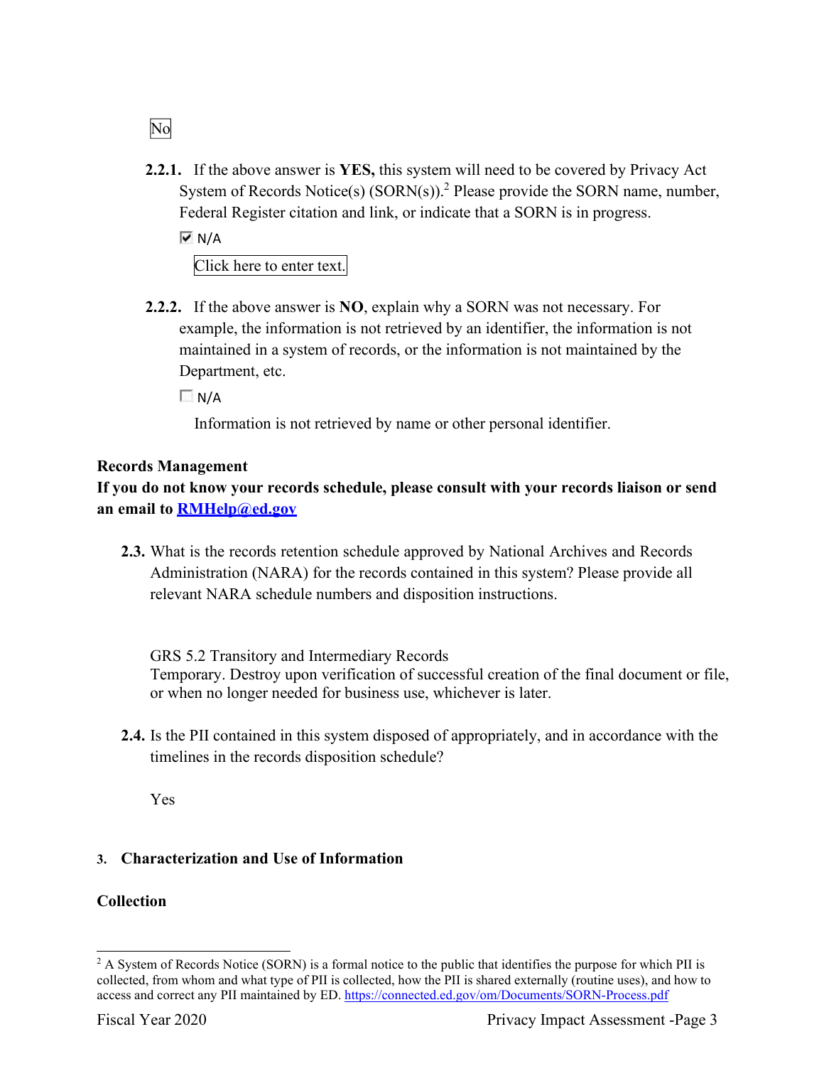No

**2.2.1.** If the above answer is **YES,** this system will need to be covered by Privacy Act System of Records Notice(s) (SORN(s)).[2] Please provide the SORN name, number, Federal Register citation and link, or indicate that a SORN is in progress.

☑ N/A

Click here to enter text.

**2.2.2.** If the above answer is **NO**, explain why a SORN was not necessary. For example, the information is not retrieved by an identifier, the information is not maintained in a system of records, or the information is not maintained by the Department, etc.

☐ N/A

Information is not retrieved by name or other personal identifier.

**Records Management**

**If you do not know your records schedule, please consult with your records liaison or send an email to [RMHelp@ed.gov](mailto:RMHelp@ed.gov)**

**2.3.** What is the records retention schedule approved by National Archives and Records Administration (NARA) for the records contained in this system? Please provide all relevant NARA schedule numbers and disposition instructions.

GRS 5.2 Transitory and Intermediary Records
Temporary. Destroy upon verification of successful creation of the final document or file, or when no longer needed for business use, whichever is later.

**2.4.** Is the PII contained in this system disposed of appropriately, and in accordance with the timelines in the records disposition schedule?

Yes

## 3. Characterization and Use of Information

**Collection**

[2] A System of Records Notice (SORN) is a formal notice to the public that identifies the purpose for which PII is collected, from whom and what type of PII is collected, how the PII is shared externally (routine uses), and how to access and correct any PII maintained by ED. https://connected.ed.gov/om/Documents/SORN-Process.pdf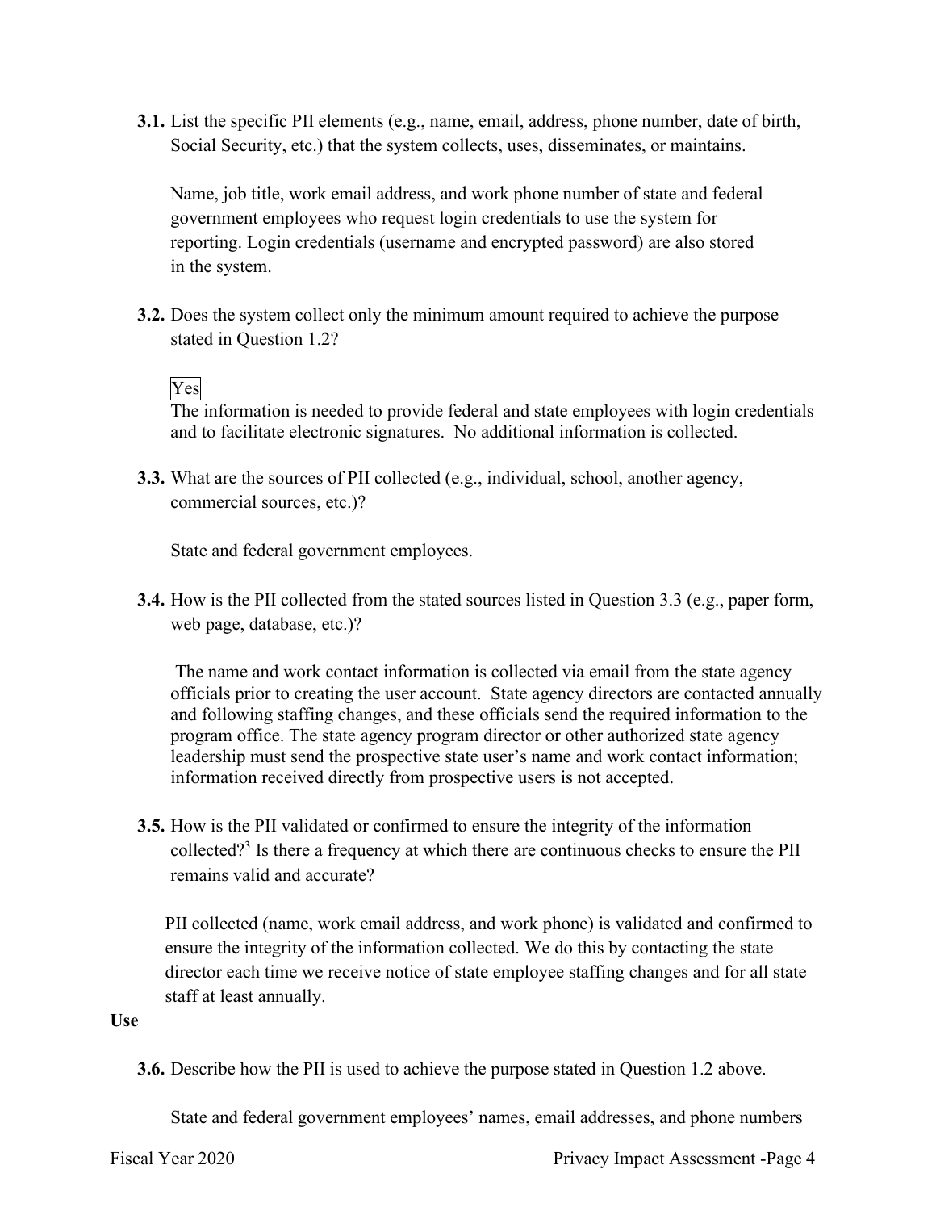**3.1.** List the specific PII elements (e.g., name, email, address, phone number, date of birth, Social Security, etc.) that the system collects, uses, disseminates, or maintains.

Name, job title, work email address, and work phone number of state and federal government employees who request login credentials to use the system for reporting. Login credentials (username and encrypted password) are also stored in the system.

**3.2.** Does the system collect only the minimum amount required to achieve the purpose stated in Question 1.2?

Yes

The information is needed to provide federal and state employees with login credentials and to facilitate electronic signatures. No additional information is collected.

**3.3.** What are the sources of PII collected (e.g., individual, school, another agency, commercial sources, etc.)?

State and federal government employees.

**3.4.** How is the PII collected from the stated sources listed in Question 3.3 (e.g., paper form, web page, database, etc.)?

The name and work contact information is collected via email from the state agency officials prior to creating the user account. State agency directors are contacted annually and following staffing changes, and these officials send the required information to the program office. The state agency program director or other authorized state agency leadership must send the prospective state user's name and work contact information; information received directly from prospective users is not accepted.

**3.5.** How is the PII validated or confirmed to ensure the integrity of the information collected?[3] Is there a frequency at which there are continuous checks to ensure the PII remains valid and accurate?

PII collected (name, work email address, and work phone) is validated and confirmed to ensure the integrity of the information collected. We do this by contacting the state director each time we receive notice of state employee staffing changes and for all state staff at least annually.

**Use**

**3.6.** Describe how the PII is used to achieve the purpose stated in Question 1.2 above.

State and federal government employees' names, email addresses, and phone numbers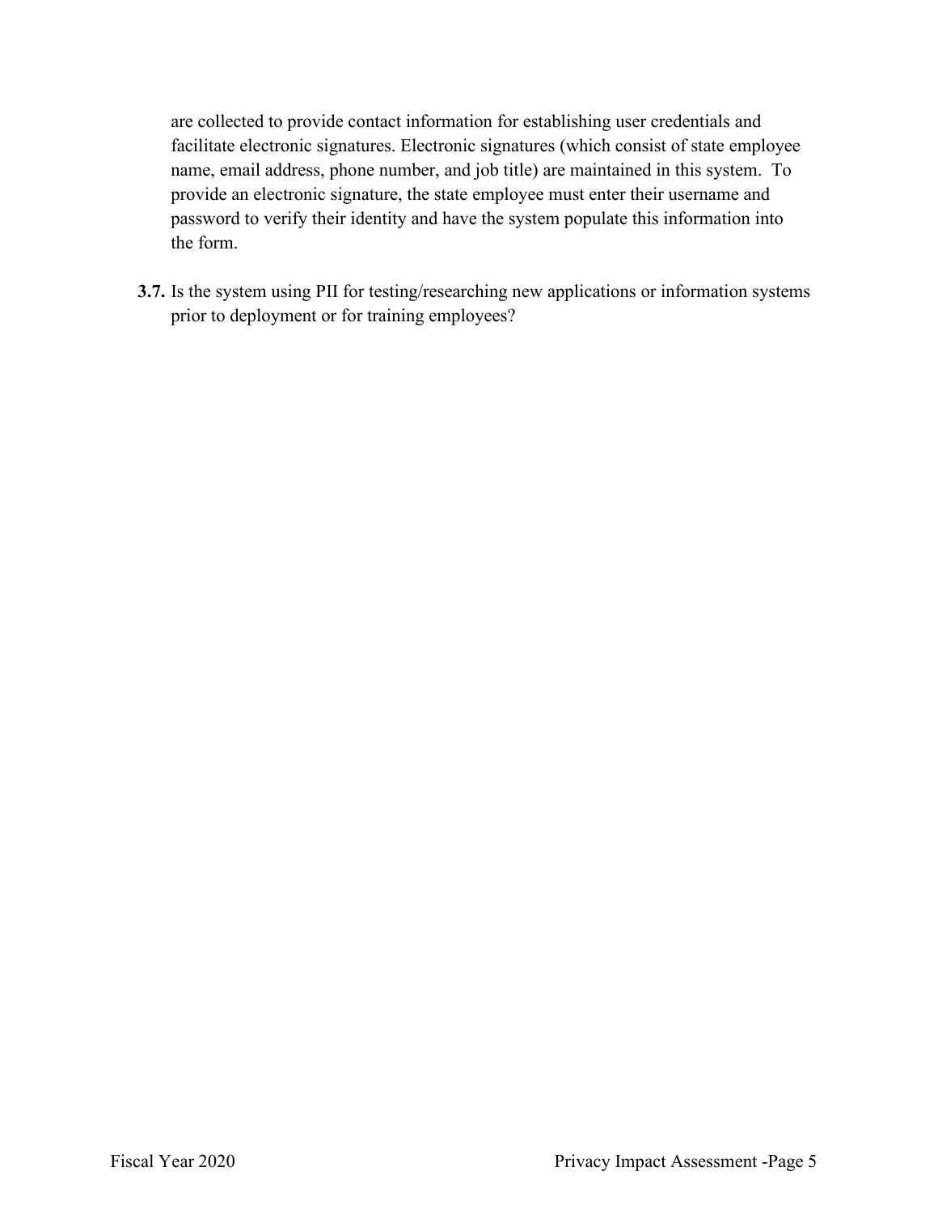are collected to provide contact information for establishing user credentials and facilitate electronic signatures. Electronic signatures (which consist of state employee name, email address, phone number, and job title) are maintained in this system. To provide an electronic signature, the state employee must enter their username and password to verify their identity and have the system populate this information into the form.

**3.7.** Is the system using PII for testing/researching new applications or information systems prior to deployment or for training employees?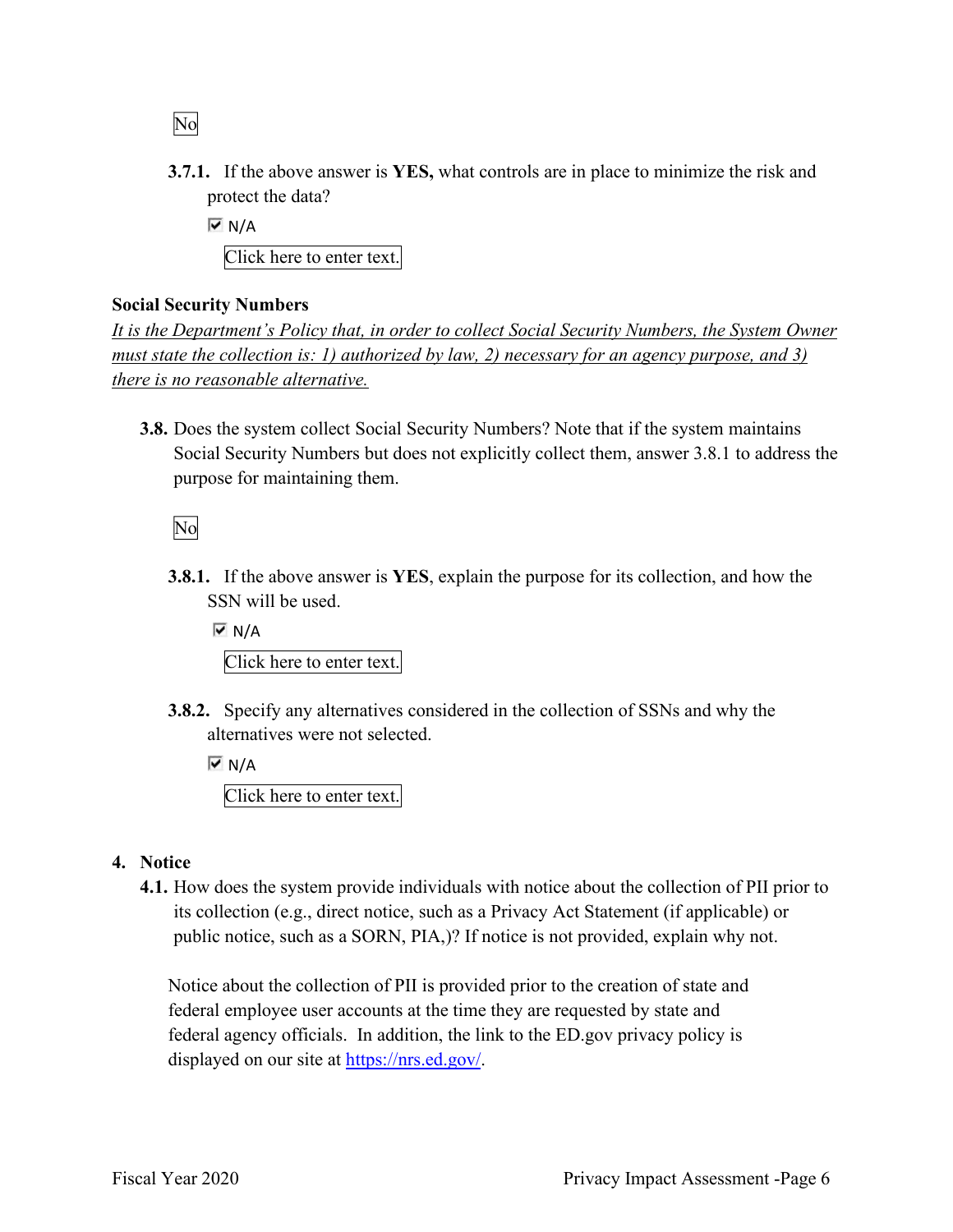No

**3.7.1.** If the above answer is **YES,** what controls are in place to minimize the risk and protect the data?

☑ N/A

Click here to enter text.

**Social Security Numbers**

*It is the Department's Policy that, in order to collect Social Security Numbers, the System Owner must state the collection is: 1) authorized by law, 2) necessary for an agency purpose, and 3) there is no reasonable alternative.*

**3.8.** Does the system collect Social Security Numbers? Note that if the system maintains Social Security Numbers but does not explicitly collect them, answer 3.8.1 to address the purpose for maintaining them.

No

**3.8.1.** If the above answer is **YES**, explain the purpose for its collection, and how the SSN will be used.

☑ N/A

Click here to enter text.

**3.8.2.** Specify any alternatives considered in the collection of SSNs and why the alternatives were not selected.

☑ N/A

Click here to enter text.

## 4. Notice

**4.1.** How does the system provide individuals with notice about the collection of PII prior to its collection (e.g., direct notice, such as a Privacy Act Statement (if applicable) or public notice, such as a SORN, PIA,)? If notice is not provided, explain why not.

Notice about the collection of PII is provided prior to the creation of state and federal employee user accounts at the time they are requested by state and federal agency officials. In addition, the link to the ED.gov privacy policy is displayed on our site at https://nrs.ed.gov/.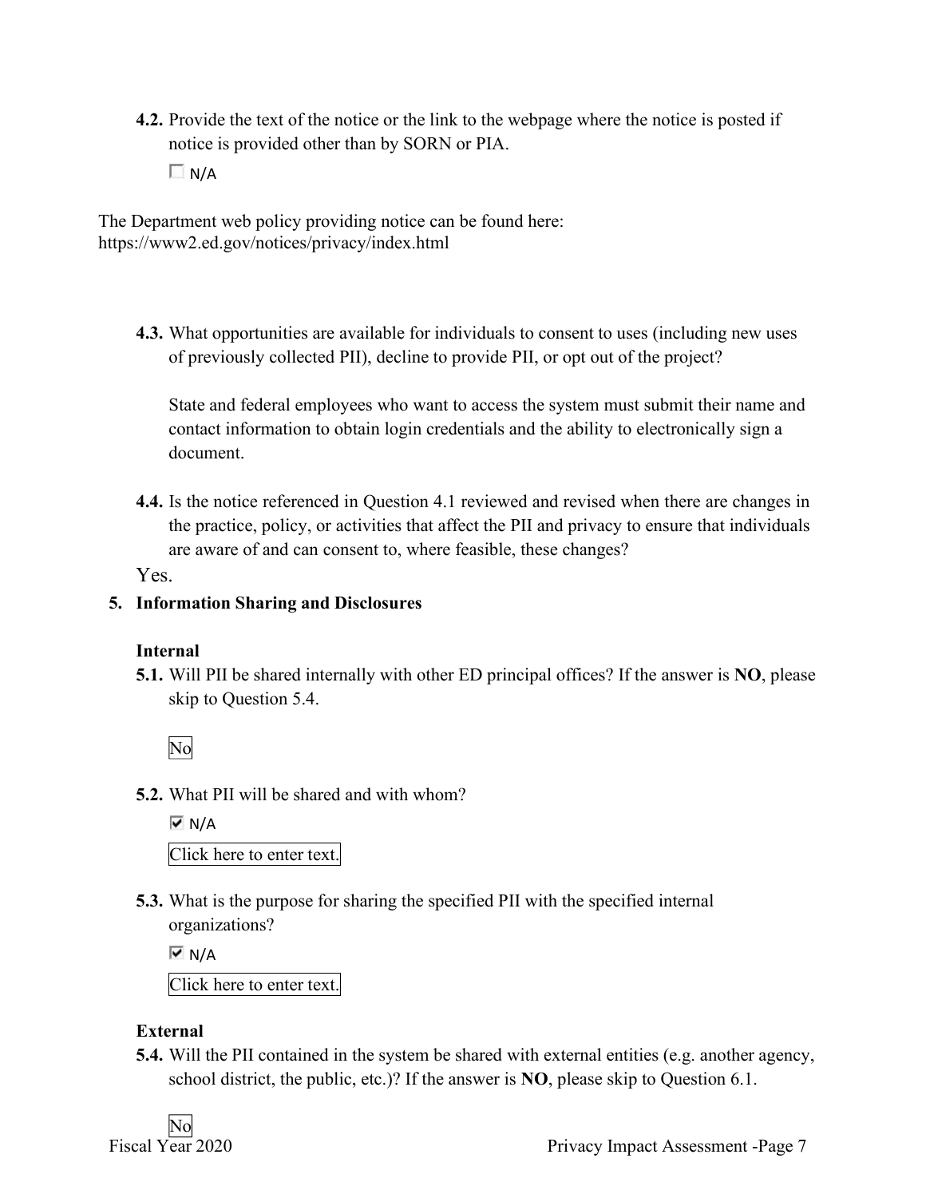**4.2.** Provide the text of the notice or the link to the webpage where the notice is posted if notice is provided other than by SORN or PIA.

☐ N/A

The Department web policy providing notice can be found here: https://www2.ed.gov/notices/privacy/index.html

**4.3.** What opportunities are available for individuals to consent to uses (including new uses of previously collected PII), decline to provide PII, or opt out of the project?

State and federal employees who want to access the system must submit their name and contact information to obtain login credentials and the ability to electronically sign a document.

**4.4.** Is the notice referenced in Question 4.1 reviewed and revised when there are changes in the practice, policy, or activities that affect the PII and privacy to ensure that individuals are aware of and can consent to, where feasible, these changes?

Yes.

## 5. Information Sharing and Disclosures

### Internal

**5.1.** Will PII be shared internally with other ED principal offices? If the answer is **NO**, please skip to Question 5.4.

No

**5.2.** What PII will be shared and with whom?

☑ N/A

Click here to enter text.

**5.3.** What is the purpose for sharing the specified PII with the specified internal organizations?

☑ N/A

Click here to enter text.

### External

**5.4.** Will the PII contained in the system be shared with external entities (e.g. another agency, school district, the public, etc.)? If the answer is **NO**, please skip to Question 6.1.

No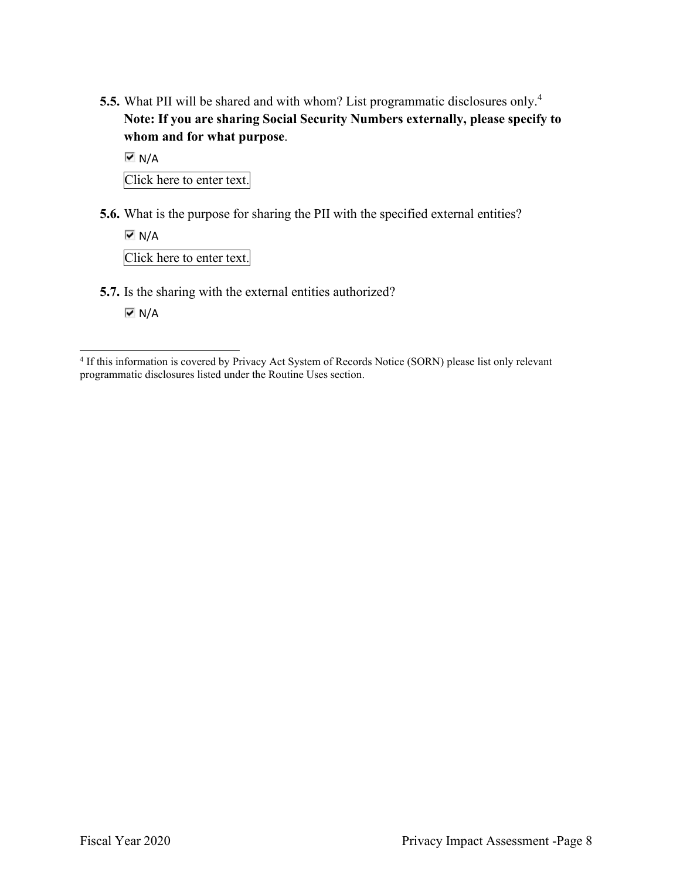**5.5.** What PII will be shared and with whom? List programmatic disclosures only.[4] **Note: If you are sharing Social Security Numbers externally, please specify to whom and for what purpose**.

☑ N/A

Click here to enter text.

**5.6.** What is the purpose for sharing the PII with the specified external entities?

☑ N/A

Click here to enter text.

**5.7.** Is the sharing with the external entities authorized?

☑ N/A

[4] If this information is covered by Privacy Act System of Records Notice (SORN) please list only relevant programmatic disclosures listed under the Routine Uses section.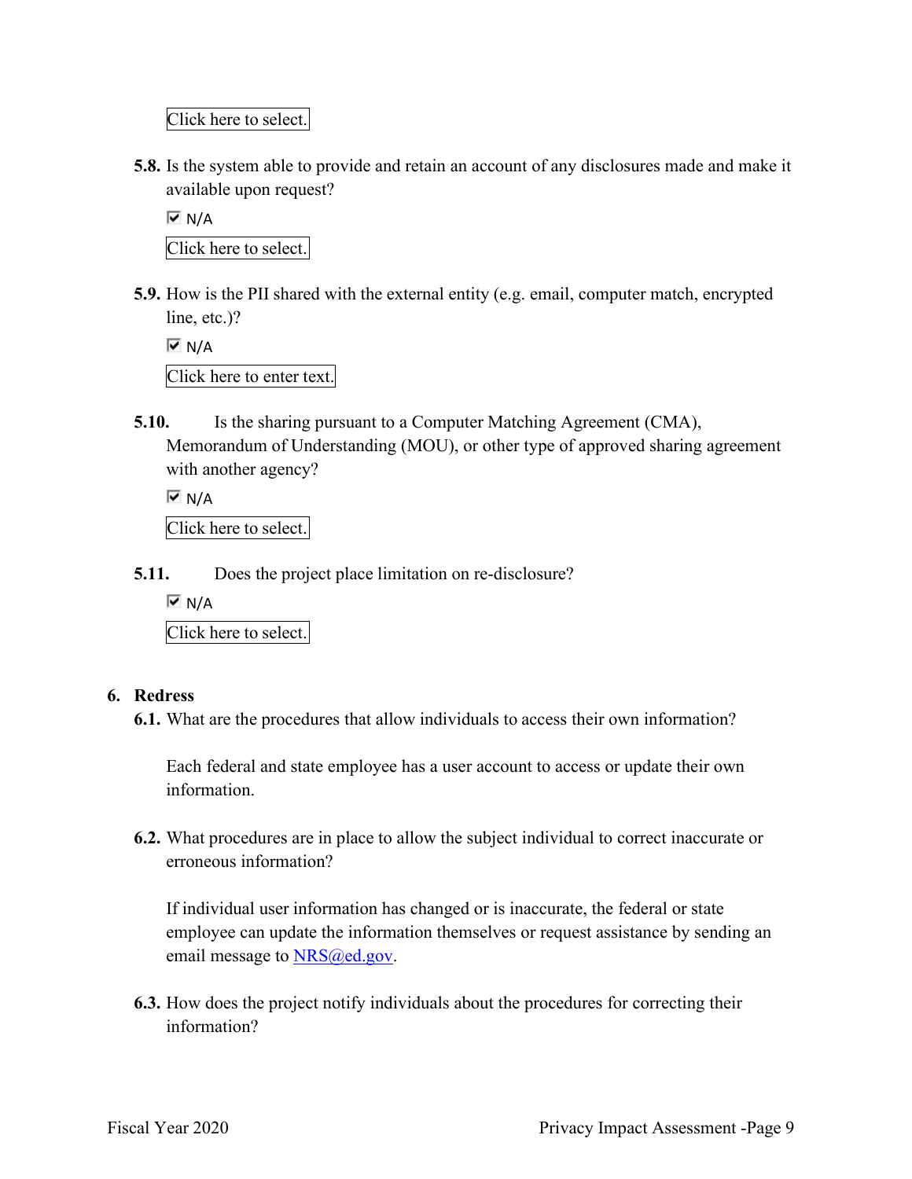Click here to select.

**5.8.** Is the system able to provide and retain an account of any disclosures made and make it available upon request?

☑ N/A

Click here to select.

**5.9.** How is the PII shared with the external entity (e.g. email, computer match, encrypted line, etc.)?

☑ N/A

Click here to enter text.

**5.10.** Is the sharing pursuant to a Computer Matching Agreement (CMA), Memorandum of Understanding (MOU), or other type of approved sharing agreement with another agency?

☑ N/A

Click here to select.

**5.11.** Does the project place limitation on re-disclosure?

☑ N/A

Click here to select.

## 6. Redress

**6.1.** What are the procedures that allow individuals to access their own information?

Each federal and state employee has a user account to access or update their own information.

**6.2.** What procedures are in place to allow the subject individual to correct inaccurate or erroneous information?

If individual user information has changed or is inaccurate, the federal or state employee can update the information themselves or request assistance by sending an email message to NRS@ed.gov.

**6.3.** How does the project notify individuals about the procedures for correcting their information?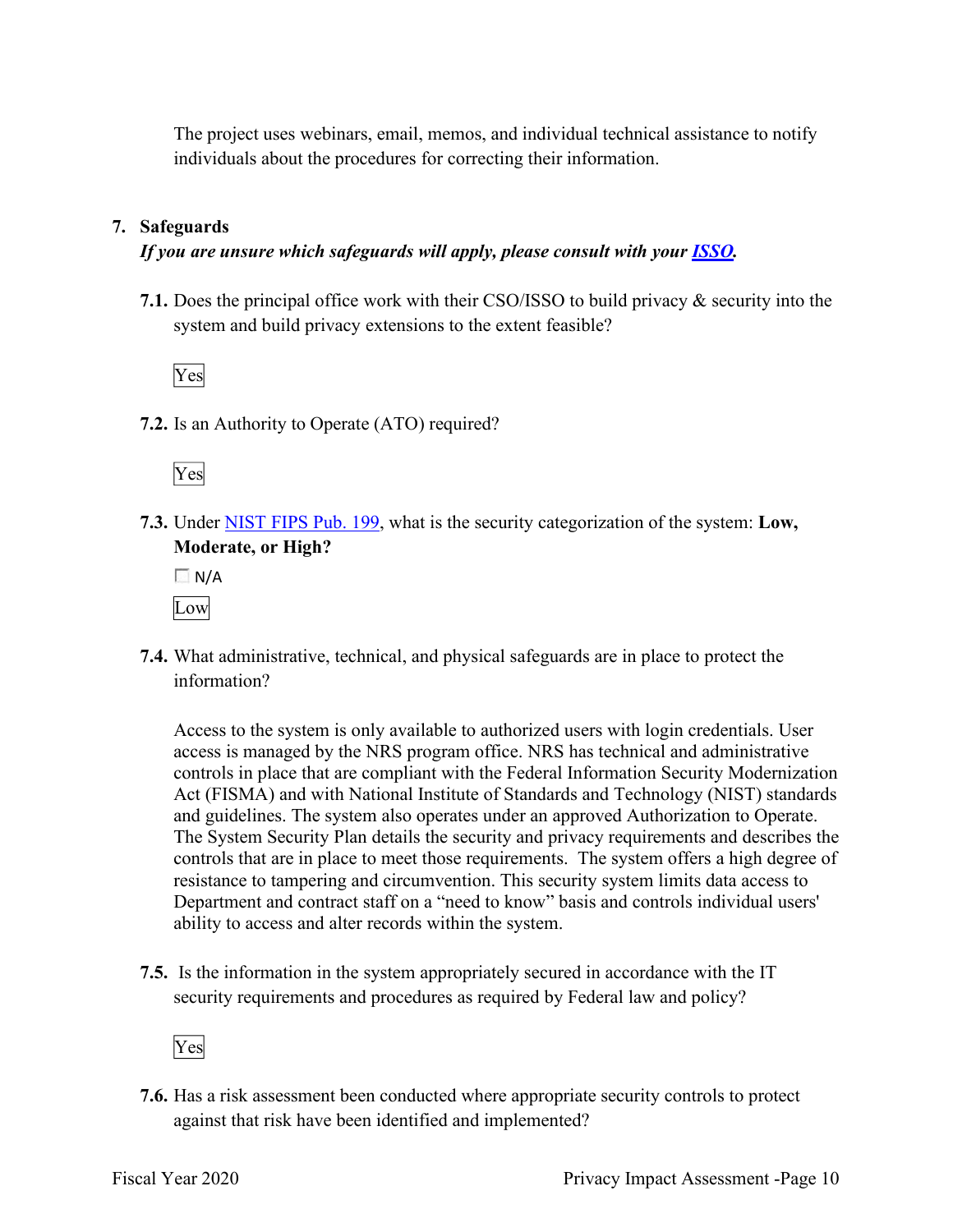The project uses webinars, email, memos, and individual technical assistance to notify individuals about the procedures for correcting their information.

## 7. Safeguards

***If you are unsure which safeguards will apply, please consult with your [ISSO](#).***

**7.1.** Does the principal office work with their CSO/ISSO to build privacy & security into the system and build privacy extensions to the extent feasible?

Yes

**7.2.** Is an Authority to Operate (ATO) required?

Yes

**7.3.** Under [NIST FIPS Pub. 199](#), what is the security categorization of the system: **Low, Moderate, or High?**

☐ N/A

Low

**7.4.** What administrative, technical, and physical safeguards are in place to protect the information?

Access to the system is only available to authorized users with login credentials. User access is managed by the NRS program office. NRS has technical and administrative controls in place that are compliant with the Federal Information Security Modernization Act (FISMA) and with National Institute of Standards and Technology (NIST) standards and guidelines. The system also operates under an approved Authorization to Operate. The System Security Plan details the security and privacy requirements and describes the controls that are in place to meet those requirements. The system offers a high degree of resistance to tampering and circumvention. This security system limits data access to Department and contract staff on a "need to know" basis and controls individual users' ability to access and alter records within the system.

**7.5.** Is the information in the system appropriately secured in accordance with the IT security requirements and procedures as required by Federal law and policy?

Yes

**7.6.** Has a risk assessment been conducted where appropriate security controls to protect against that risk have been identified and implemented?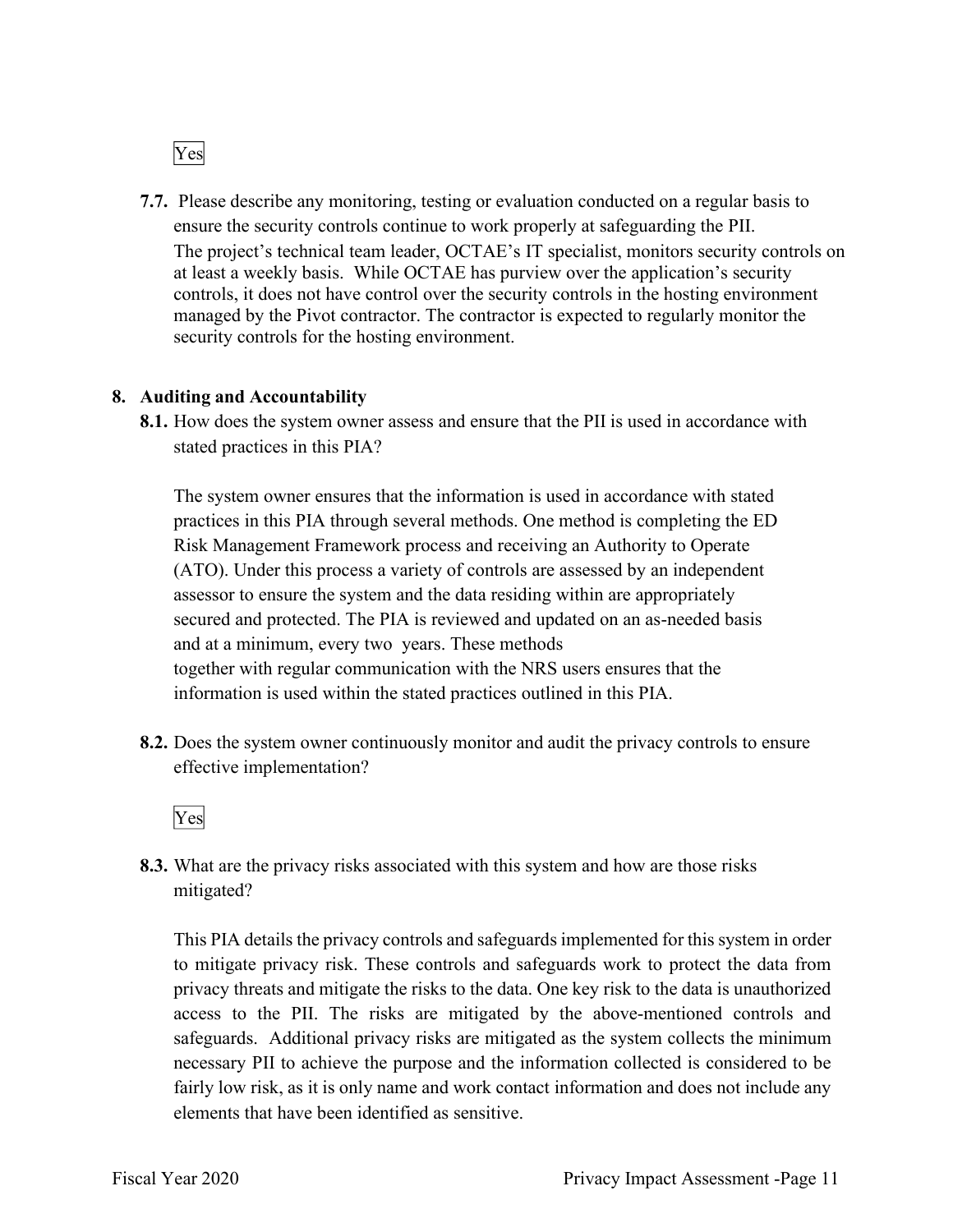Yes

**7.7.** Please describe any monitoring, testing or evaluation conducted on a regular basis to ensure the security controls continue to work properly at safeguarding the PII.

The project's technical team leader, OCTAE's IT specialist, monitors security controls on at least a weekly basis. While OCTAE has purview over the application's security controls, it does not have control over the security controls in the hosting environment managed by the Pivot contractor. The contractor is expected to regularly monitor the security controls for the hosting environment.

## 8. Auditing and Accountability

**8.1.** How does the system owner assess and ensure that the PII is used in accordance with stated practices in this PIA?

The system owner ensures that the information is used in accordance with stated practices in this PIA through several methods. One method is completing the ED Risk Management Framework process and receiving an Authority to Operate (ATO). Under this process a variety of controls are assessed by an independent assessor to ensure the system and the data residing within are appropriately secured and protected. The PIA is reviewed and updated on an as-needed basis and at a minimum, every two years. These methods together with regular communication with the NRS users ensures that the information is used within the stated practices outlined in this PIA.

**8.2.** Does the system owner continuously monitor and audit the privacy controls to ensure effective implementation?

Yes

**8.3.** What are the privacy risks associated with this system and how are those risks mitigated?

This PIA details the privacy controls and safeguards implemented for this system in order to mitigate privacy risk. These controls and safeguards work to protect the data from privacy threats and mitigate the risks to the data. One key risk to the data is unauthorized access to the PII. The risks are mitigated by the above-mentioned controls and safeguards. Additional privacy risks are mitigated as the system collects the minimum necessary PII to achieve the purpose and the information collected is considered to be fairly low risk, as it is only name and work contact information and does not include any elements that have been identified as sensitive.